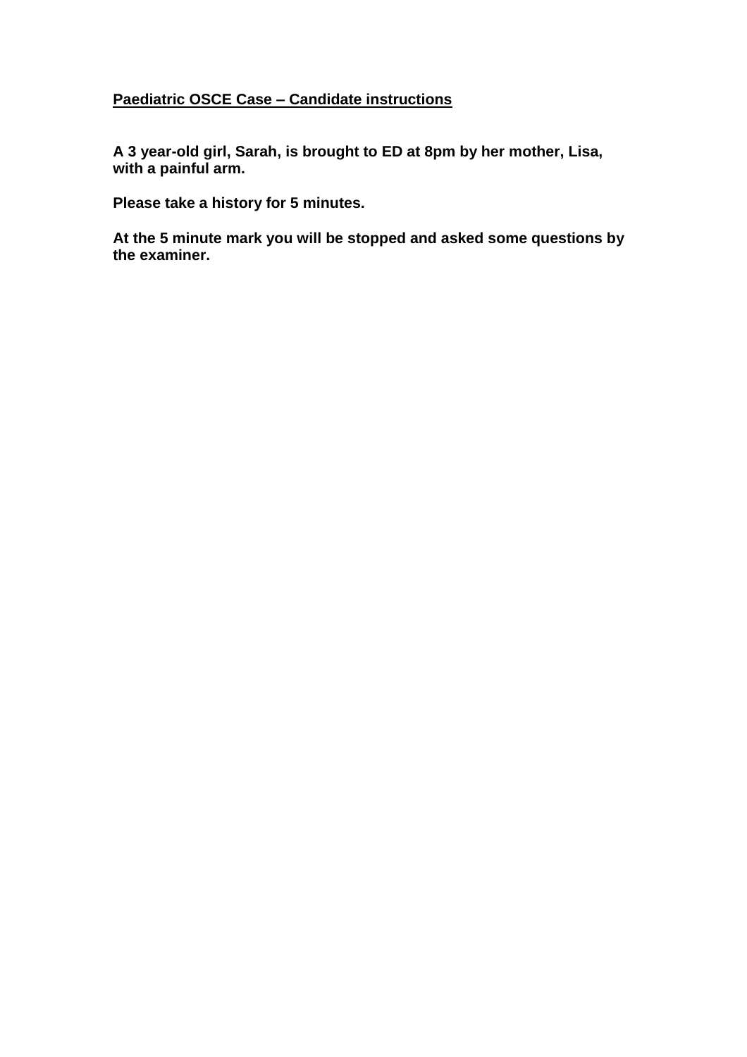## Paediatric OSCE Case – Candidate instructions

**A 3 year-old girl, Sarah, is brought to ED at 8pm by her mother, Lisa, with a painful arm.**

**Please take a history for 5 minutes.**

**At the 5 minute mark you will be stopped and asked some questions by the examiner.**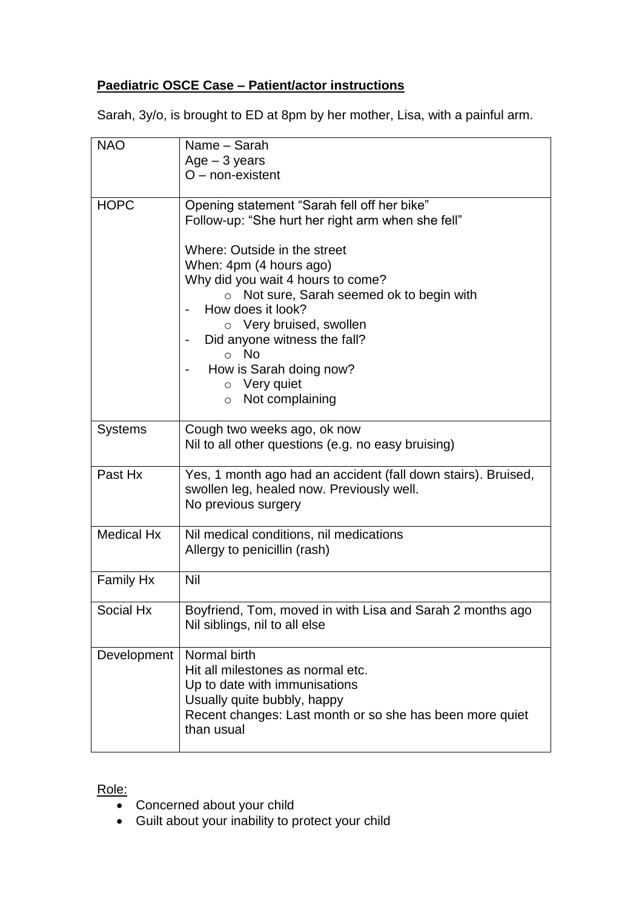## **Paediatric OSCE Case – Patient/actor instructions**

Sarah, 3y/o, is brought to ED at 8pm by her mother, Lisa, with a painful arm.

| | |
|---|---|
| NAO | Name – Sarah<br>Age – 3 years<br>O – non-existent |
| HOPC | Opening statement "Sarah fell off her bike"<br>Follow-up: "She hurt her right arm when she fell"<br><br>Where: Outside in the street<br>When: 4pm (4 hours ago)<br>Why did you wait 4 hours to come?<br>o Not sure, Sarah seemed ok to begin with<br>- How does it look?<br>o Very bruised, swollen<br>- Did anyone witness the fall?<br>o No<br>- How is Sarah doing now?<br>o Very quiet<br>o Not complaining |
| Systems | Cough two weeks ago, ok now<br>Nil to all other questions (e.g. no easy bruising) |
| Past Hx | Yes, 1 month ago had an accident (fall down stairs). Bruised, swollen leg, healed now. Previously well.<br>No previous surgery |
| Medical Hx | Nil medical conditions, nil medications<br>Allergy to penicillin (rash) |
| Family Hx | Nil |
| Social Hx | Boyfriend, Tom, moved in with Lisa and Sarah 2 months ago<br>Nil siblings, nil to all else |
| Development | Normal birth<br>Hit all milestones as normal etc.<br>Up to date with immunisations<br>Usually quite bubbly, happy<br>Recent changes: Last month or so she has been more quiet than usual |

Role:

- Concerned about your child
- Guilt about your inability to protect your child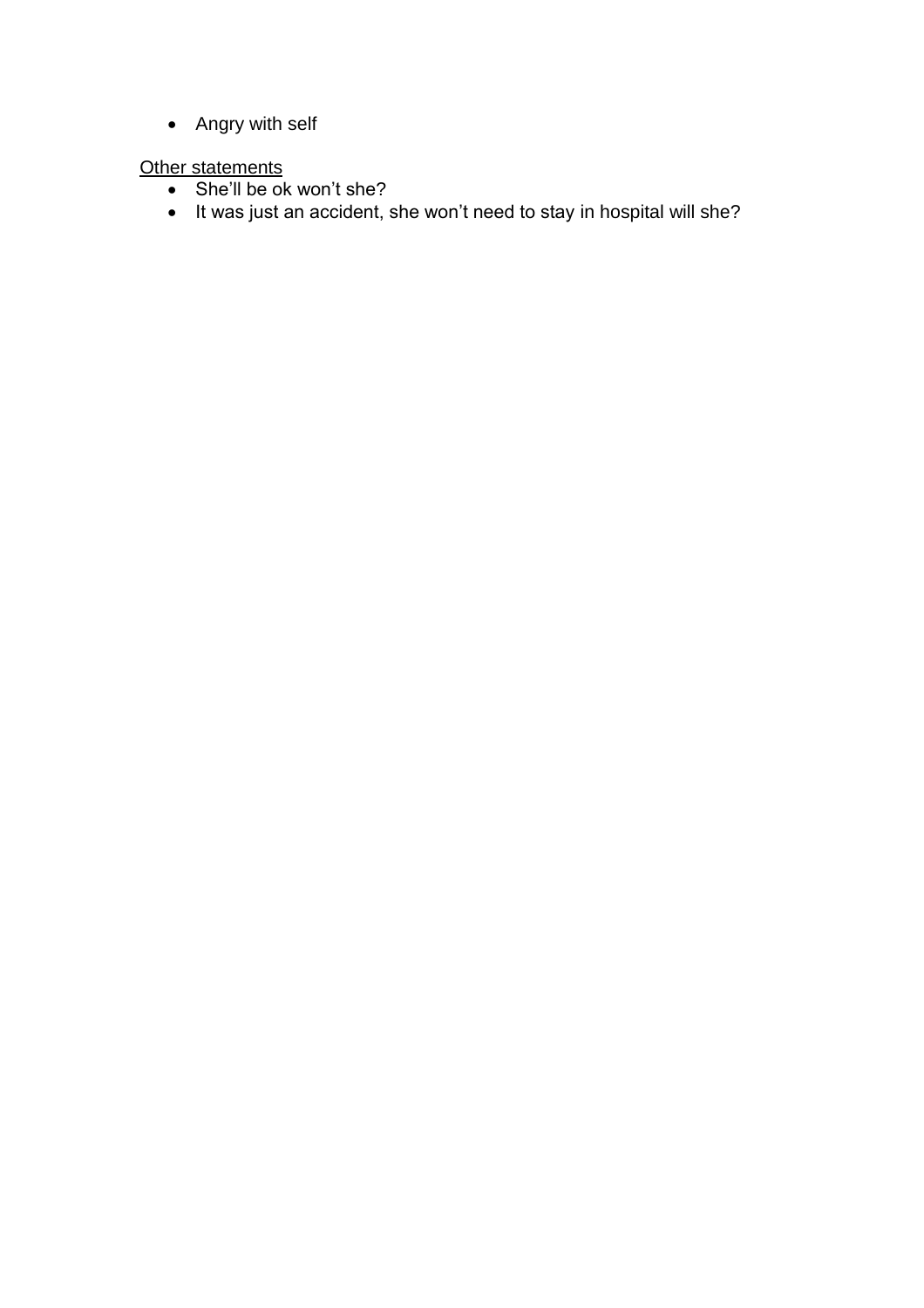- Angry with self

<u>Other statements</u>

- She'll be ok won't she?
- It was just an accident, she won't need to stay in hospital will she?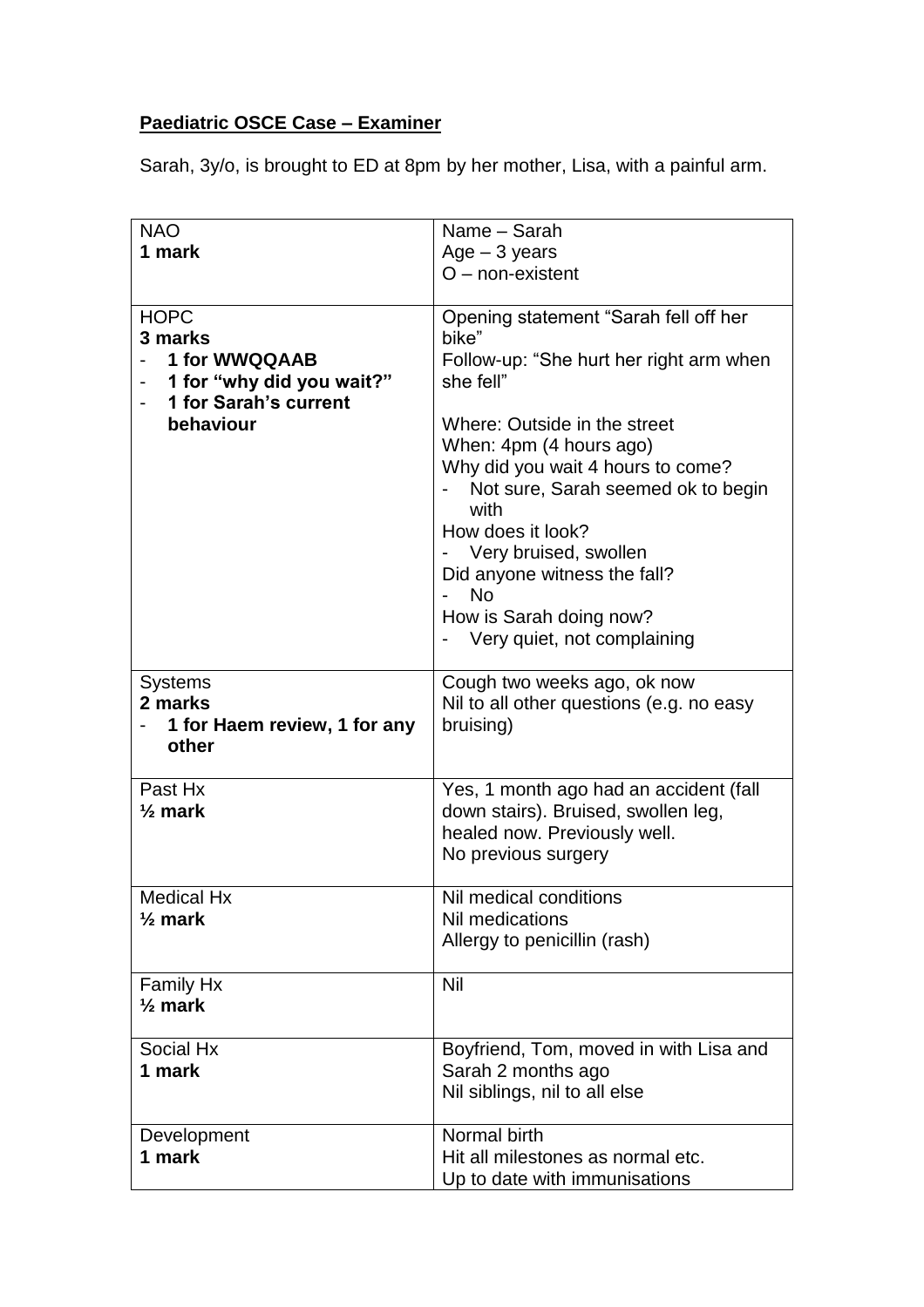**Paediatric OSCE Case – Examiner**

Sarah, 3y/o, is brought to ED at 8pm by her mother, Lisa, with a painful arm.

| | |
|---|---|
| NAO<br>**1 mark** | Name – Sarah<br>Age – 3 years<br>O – non-existent |
| HOPC<br>**3 marks**<br>- **1 for WWQQAAB**<br>- **1 for "why did you wait?"**<br>- **1 for Sarah's current behaviour** | Opening statement "Sarah fell off her bike"<br>Follow-up: "She hurt her right arm when she fell"<br><br>Where: Outside in the street<br>When: 4pm (4 hours ago)<br>Why did you wait 4 hours to come?<br>- Not sure, Sarah seemed ok to begin with<br>How does it look?<br>- Very bruised, swollen<br>Did anyone witness the fall?<br>- No<br>How is Sarah doing now?<br>- Very quiet, not complaining |
| Systems<br>**2 marks**<br>- **1 for Haem review, 1 for any other** | Cough two weeks ago, ok now<br>Nil to all other questions (e.g. no easy bruising) |
| Past Hx<br>**½ mark** | Yes, 1 month ago had an accident (fall down stairs). Bruised, swollen leg, healed now. Previously well.<br>No previous surgery |
| Medical Hx<br>**½ mark** | Nil medical conditions<br>Nil medications<br>Allergy to penicillin (rash) |
| Family Hx<br>**½ mark** | Nil |
| Social Hx<br>**1 mark** | Boyfriend, Tom, moved in with Lisa and Sarah 2 months ago<br>Nil siblings, nil to all else |
| Development<br>**1 mark** | Normal birth<br>Hit all milestones as normal etc.<br>Up to date with immunisations |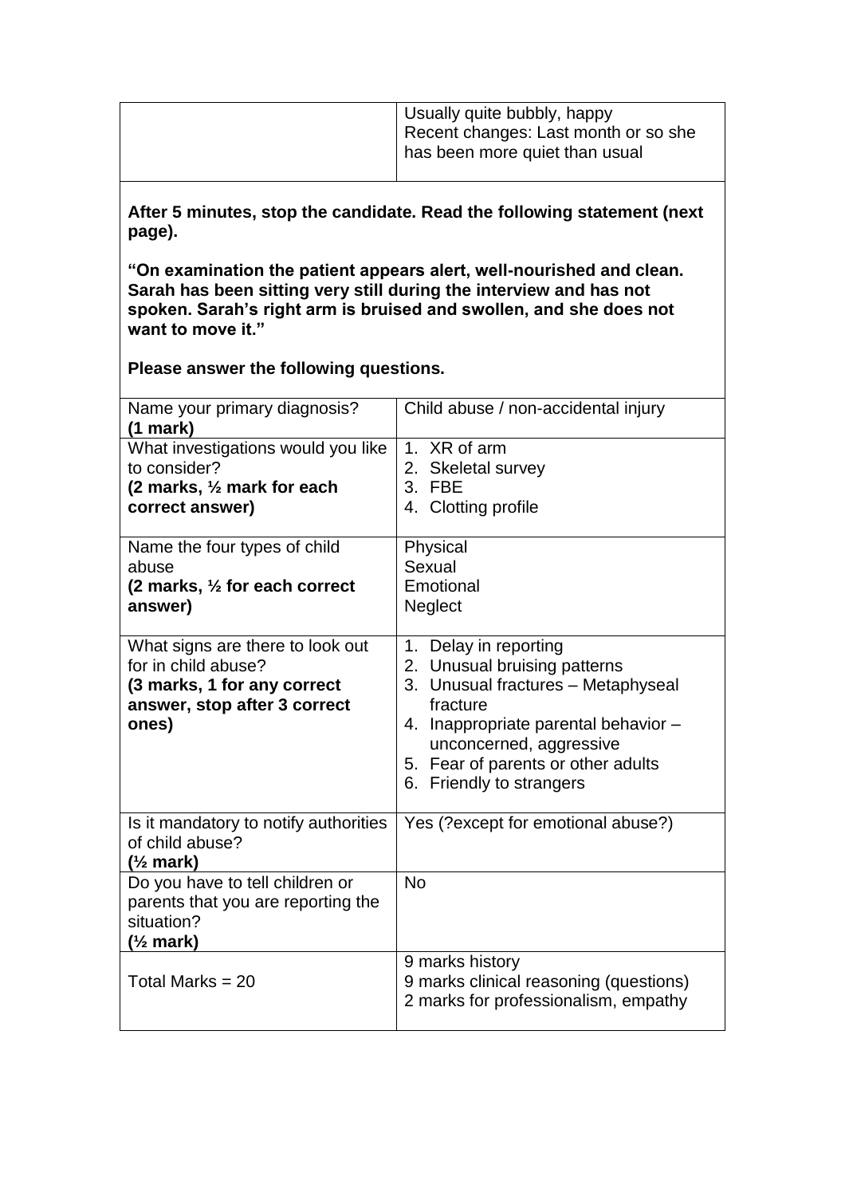| | |
|---|---|
| | Usually quite bubbly, happy<br>Recent changes: Last month or so she has been more quiet than usual |

**After 5 minutes, stop the candidate. Read the following statement (next page).**

**"On examination the patient appears alert, well-nourished and clean. Sarah has been sitting very still during the interview and has not spoken. Sarah's right arm is bruised and swollen, and she does not want to move it."**

**Please answer the following questions.**

| | |
|---|---|
| Name your primary diagnosis?<br>**(1 mark)** | Child abuse / non-accidental injury |
| What investigations would you like to consider?<br>**(2 marks, ½ mark for each correct answer)** | 1. XR of arm<br>2. Skeletal survey<br>3. FBE<br>4. Clotting profile |
| Name the four types of child abuse<br>**(2 marks, ½ for each correct answer)** | Physical<br>Sexual<br>Emotional<br>Neglect |
| What signs are there to look out for in child abuse?<br>**(3 marks, 1 for any correct answer, stop after 3 correct ones)** | 1. Delay in reporting<br>2. Unusual bruising patterns<br>3. Unusual fractures – Metaphyseal fracture<br>4. Inappropriate parental behavior – unconcerned, aggressive<br>5. Fear of parents or other adults<br>6. Friendly to strangers |
| Is it mandatory to notify authorities of child abuse?<br>**(½ mark)** | Yes (?except for emotional abuse?) |
| Do you have to tell children or parents that you are reporting the situation?<br>**(½ mark)** | No |
| Total Marks = 20 | 9 marks history<br>9 marks clinical reasoning (questions)<br>2 marks for professionalism, empathy |